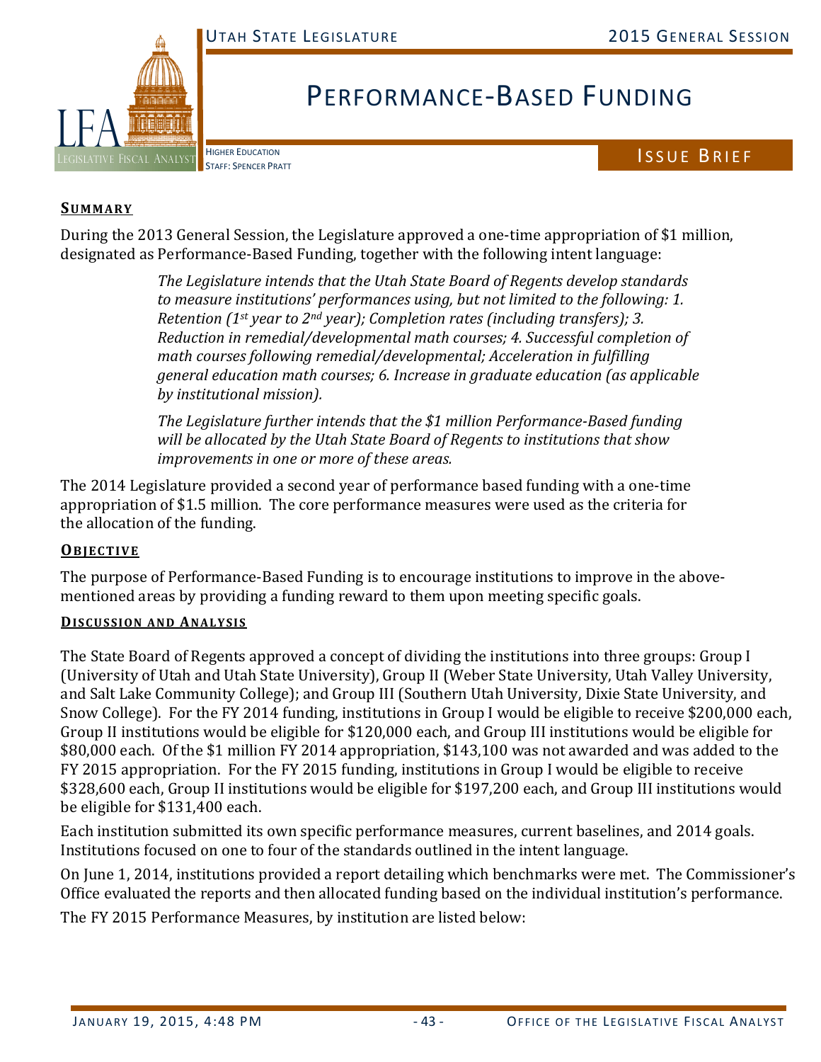# Performance-Based Funding

Higher Education
Staff: Spencer Pratt

Issue Brief

## Summary

During the 2013 General Session, the Legislature approved a one-time appropriation of $1 million, designated as Performance-Based Funding, together with the following intent language:

> *The Legislature intends that the Utah State Board of Regents develop standards to measure institutions' performances using, but not limited to the following: 1. Retention (1st year to 2nd year); Completion rates (including transfers); 3. Reduction in remedial/developmental math courses; 4. Successful completion of math courses following remedial/developmental; Acceleration in fulfilling general education math courses; 6. Increase in graduate education (as applicable by institutional mission).*
>
> *The Legislature further intends that the $1 million Performance-Based funding will be allocated by the Utah State Board of Regents to institutions that show improvements in one or more of these areas.*

The 2014 Legislature provided a second year of performance based funding with a one-time appropriation of $1.5 million. The core performance measures were used as the criteria for the allocation of the funding.

## Objective

The purpose of Performance-Based Funding is to encourage institutions to improve in the above-mentioned areas by providing a funding reward to them upon meeting specific goals.

## Discussion and Analysis

The State Board of Regents approved a concept of dividing the institutions into three groups: Group I (University of Utah and Utah State University), Group II (Weber State University, Utah Valley University, and Salt Lake Community College); and Group III (Southern Utah University, Dixie State University, and Snow College). For the FY 2014 funding, institutions in Group I would be eligible to receive $200,000 each, Group II institutions would be eligible for $120,000 each, and Group III institutions would be eligible for $80,000 each. Of the $1 million FY 2014 appropriation, $143,100 was not awarded and was added to the FY 2015 appropriation. For the FY 2015 funding, institutions in Group I would be eligible to receive $328,600 each, Group II institutions would be eligible for $197,200 each, and Group III institutions would be eligible for $131,400 each.

Each institution submitted its own specific performance measures, current baselines, and 2014 goals. Institutions focused on one to four of the standards outlined in the intent language.

On June 1, 2014, institutions provided a report detailing which benchmarks were met. The Commissioner's Office evaluated the reports and then allocated funding based on the individual institution's performance.

The FY 2015 Performance Measures, by institution are listed below: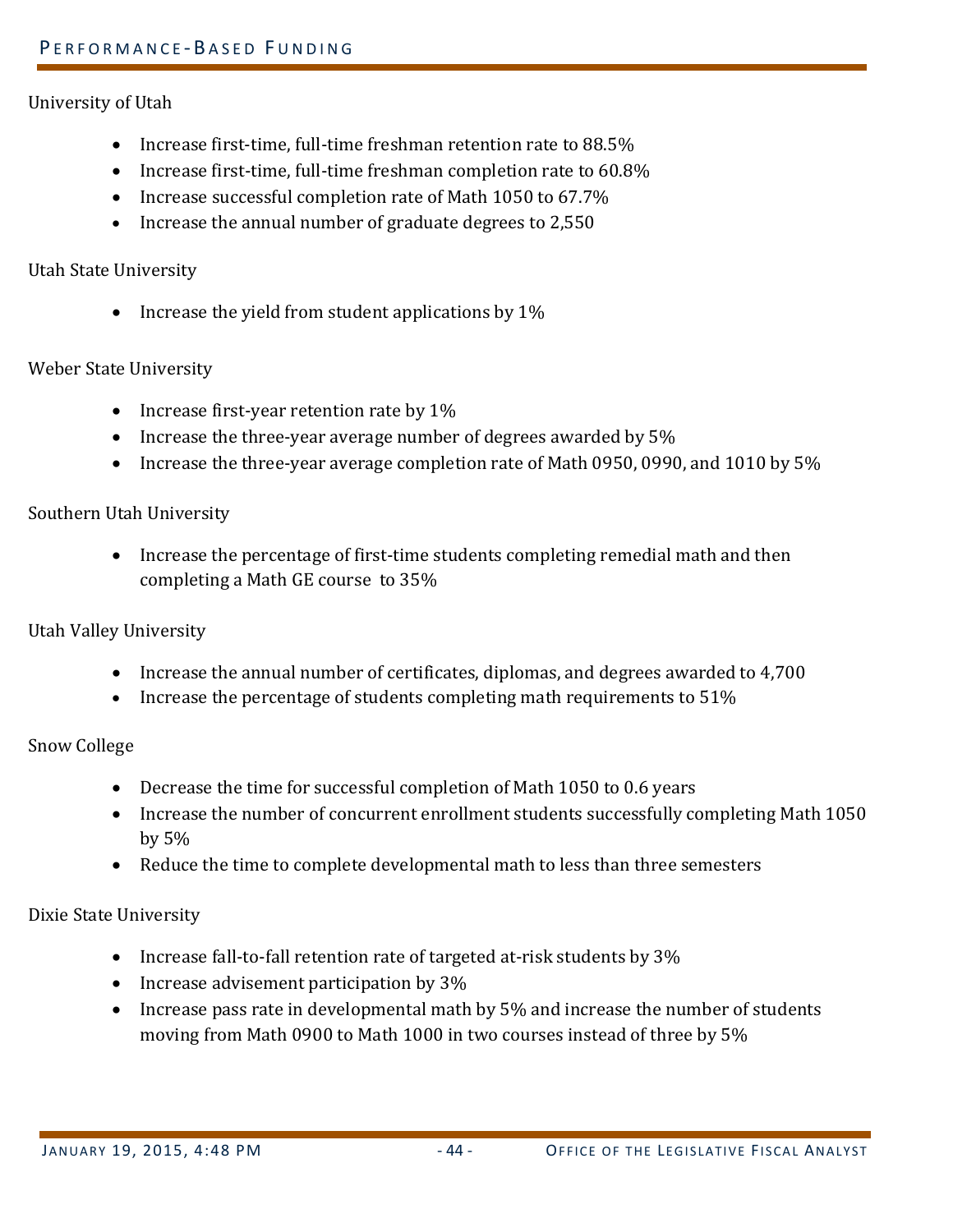University of Utah

- Increase first-time, full-time freshman retention rate to 88.5%
- Increase first-time, full-time freshman completion rate to 60.8%
- Increase successful completion rate of Math 1050 to 67.7%
- Increase the annual number of graduate degrees to 2,550

Utah State University

- Increase the yield from student applications by 1%

Weber State University

- Increase first-year retention rate by 1%
- Increase the three-year average number of degrees awarded by 5%
- Increase the three-year average completion rate of Math 0950, 0990, and 1010 by 5%

Southern Utah University

- Increase the percentage of first-time students completing remedial math and then completing a Math GE course to 35%

Utah Valley University

- Increase the annual number of certificates, diplomas, and degrees awarded to 4,700
- Increase the percentage of students completing math requirements to 51%

Snow College

- Decrease the time for successful completion of Math 1050 to 0.6 years
- Increase the number of concurrent enrollment students successfully completing Math 1050 by 5%
- Reduce the time to complete developmental math to less than three semesters

Dixie State University

- Increase fall-to-fall retention rate of targeted at-risk students by 3%
- Increase advisement participation by 3%
- Increase pass rate in developmental math by 5% and increase the number of students moving from Math 0900 to Math 1000 in two courses instead of three by 5%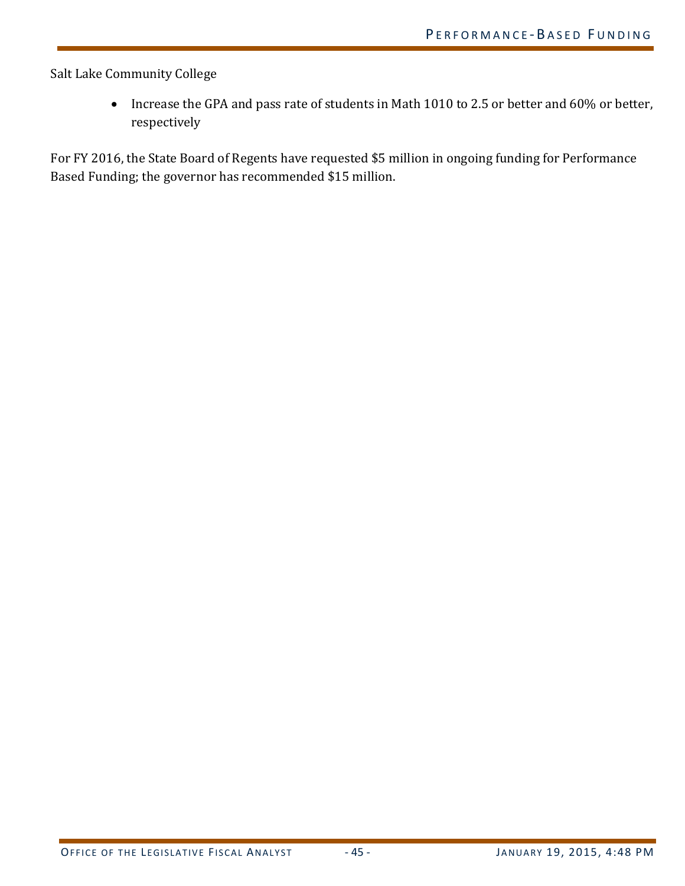Salt Lake Community College

- Increase the GPA and pass rate of students in Math 1010 to 2.5 or better and 60% or better, respectively

For FY 2016, the State Board of Regents have requested $5 million in ongoing funding for Performance Based Funding; the governor has recommended $15 million.